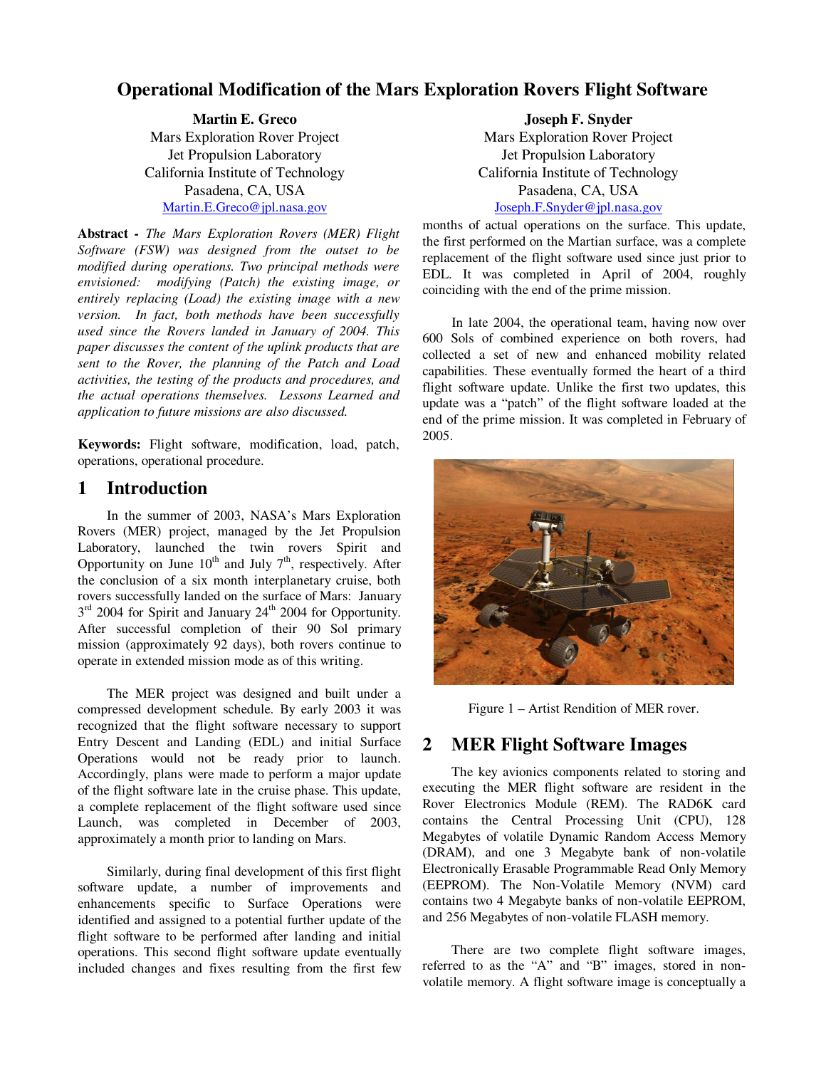# Operational Modification of the Mars Exploration Rovers Flight Software

**Martin E. Greco**
Mars Exploration Rover Project
Jet Propulsion Laboratory
California Institute of Technology
Pasadena, CA, USA
Martin.E.Greco@jpl.nasa.gov

**Joseph F. Snyder**
Mars Exploration Rover Project
Jet Propulsion Laboratory
California Institute of Technology
Pasadena, CA, USA
Joseph.F.Snyder@jpl.nasa.gov

**Abstract -** *The Mars Exploration Rovers (MER) Flight Software (FSW) was designed from the outset to be modified during operations. Two principal methods were envisioned: modifying (Patch) the existing image, or entirely replacing (Load) the existing image with a new version. In fact, both methods have been successfully used since the Rovers landed in January of 2004. This paper discusses the content of the uplink products that are sent to the Rover, the planning of the Patch and Load activities, the testing of the products and procedures, and the actual operations themselves. Lessons Learned and application to future missions are also discussed.*

**Keywords:** Flight software, modification, load, patch, operations, operational procedure.

## 1 Introduction

In the summer of 2003, NASA's Mars Exploration Rovers (MER) project, managed by the Jet Propulsion Laboratory, launched the twin rovers Spirit and Opportunity on June 10th and July 7th, respectively. After the conclusion of a six month interplanetary cruise, both rovers successfully landed on the surface of Mars: January 3rd 2004 for Spirit and January 24th 2004 for Opportunity. After successful completion of their 90 Sol primary mission (approximately 92 days), both rovers continue to operate in extended mission mode as of this writing.

The MER project was designed and built under a compressed development schedule. By early 2003 it was recognized that the flight software necessary to support Entry Descent and Landing (EDL) and initial Surface Operations would not be ready prior to launch. Accordingly, plans were made to perform a major update of the flight software late in the cruise phase. This update, a complete replacement of the flight software used since Launch, was completed in December of 2003, approximately a month prior to landing on Mars.

Similarly, during final development of this first flight software update, a number of improvements and enhancements specific to Surface Operations were identified and assigned to a potential further update of the flight software to be performed after landing and initial operations. This second flight software update eventually included changes and fixes resulting from the first few months of actual operations on the surface. This update, the first performed on the Martian surface, was a complete replacement of the flight software used since just prior to EDL. It was completed in April of 2004, roughly coinciding with the end of the prime mission.

In late 2004, the operational team, having now over 600 Sols of combined experience on both rovers, had collected a set of new and enhanced mobility related capabilities. These eventually formed the heart of a third flight software update. Unlike the first two updates, this update was a "patch" of the flight software loaded at the end of the prime mission. It was completed in February of 2005.

Figure 1 – Artist Rendition of MER rover.

## 2 MER Flight Software Images

The key avionics components related to storing and executing the MER flight software are resident in the Rover Electronics Module (REM). The RAD6K card contains the Central Processing Unit (CPU), 128 Megabytes of volatile Dynamic Random Access Memory (DRAM), and one 3 Megabyte bank of non-volatile Electronically Erasable Programmable Read Only Memory (EEPROM). The Non-Volatile Memory (NVM) card contains two 4 Megabyte banks of non-volatile EEPROM, and 256 Megabytes of non-volatile FLASH memory.

There are two complete flight software images, referred to as the "A" and "B" images, stored in non-volatile memory. A flight software image is conceptually a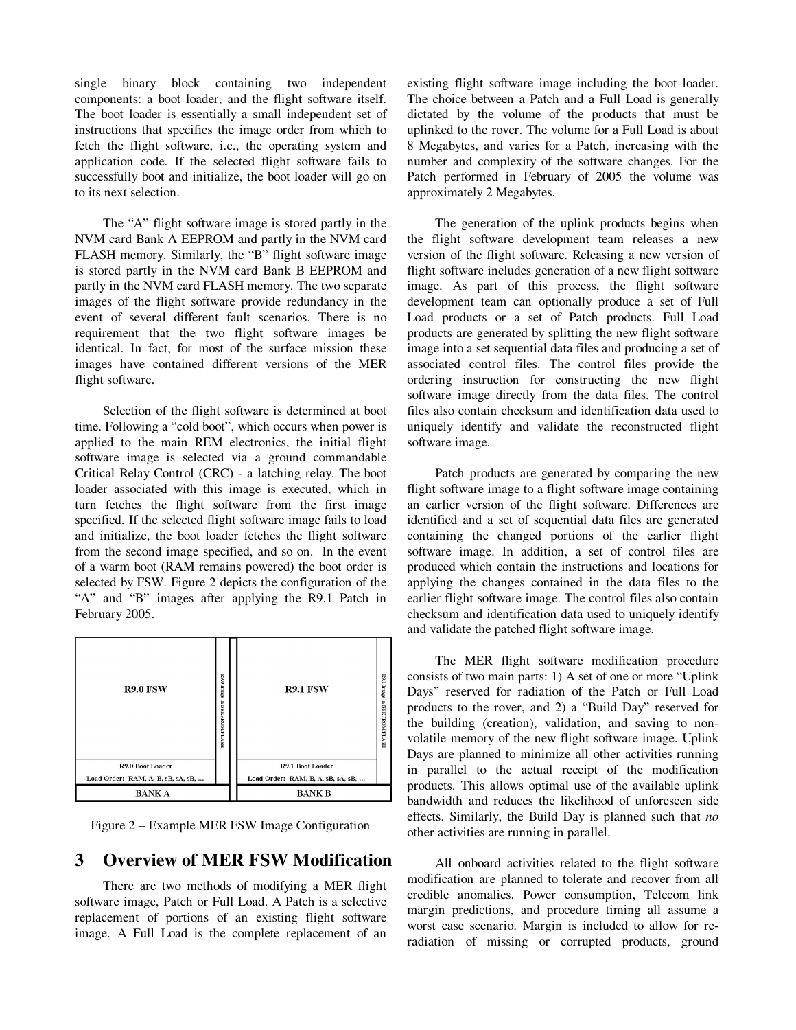single binary block containing two independent components: a boot loader, and the flight software itself. The boot loader is essentially a small independent set of instructions that specifies the image order from which to fetch the flight software, i.e., the operating system and application code. If the selected flight software fails to successfully boot and initialize, the boot loader will go on to its next selection.

The "A" flight software image is stored partly in the NVM card Bank A EEPROM and partly in the NVM card FLASH memory. Similarly, the "B" flight software image is stored partly in the NVM card Bank B EEPROM and partly in the NVM card FLASH memory. The two separate images of the flight software provide redundancy in the event of several different fault scenarios. There is no requirement that the two flight software images be identical. In fact, for most of the surface mission these images have contained different versions of the MER flight software.

Selection of the flight software is determined at boot time. Following a "cold boot", which occurs when power is applied to the main REM electronics, the initial flight software image is selected via a ground commandable Critical Relay Control (CRC) - a latching relay. The boot loader associated with this image is executed, which in turn fetches the flight software from the first image specified. If the selected flight software image fails to load and initialize, the boot loader fetches the flight software from the second image specified, and so on. In the event of a warm boot (RAM remains powered) the boot order is selected by FSW. Figure 2 depicts the configuration of the "A" and "B" images after applying the R9.1 Patch in February 2005.

Figure 2 – Example MER FSW Image Configuration

# 3 Overview of MER FSW Modification

There are two methods of modifying a MER flight software image, Patch or Full Load. A Patch is a selective replacement of portions of an existing flight software image. A Full Load is the complete replacement of an existing flight software image including the boot loader. The choice between a Patch and a Full Load is generally dictated by the volume of the products that must be uplinked to the rover. The volume for a Full Load is about 8 Megabytes, and varies for a Patch, increasing with the number and complexity of the software changes. For the Patch performed in February of 2005 the volume was approximately 2 Megabytes.

The generation of the uplink products begins when the flight software development team releases a new version of the flight software. Releasing a new version of flight software includes generation of a new flight software image. As part of this process, the flight software development team can optionally produce a set of Full Load products or a set of Patch products. Full Load products are generated by splitting the new flight software image into a set sequential data files and producing a set of associated control files. The control files provide the ordering instruction for constructing the new flight software image directly from the data files. The control files also contain checksum and identification data used to uniquely identify and validate the reconstructed flight software image.

Patch products are generated by comparing the new flight software image to a flight software image containing an earlier version of the flight software. Differences are identified and a set of sequential data files are generated containing the changed portions of the earlier flight software image. In addition, a set of control files are produced which contain the instructions and locations for applying the changes contained in the data files to the earlier flight software image. The control files also contain checksum and identification data used to uniquely identify and validate the patched flight software image.

The MER flight software modification procedure consists of two main parts: 1) A set of one or more "Uplink Days" reserved for radiation of the Patch or Full Load products to the rover, and 2) a "Build Day" reserved for the building (creation), validation, and saving to non-volatile memory of the new flight software image. Uplink Days are planned to minimize all other activities running in parallel to the actual receipt of the modification products. This allows optimal use of the available uplink bandwidth and reduces the likelihood of unforeseen side effects. Similarly, the Build Day is planned such that *no* other activities are running in parallel.

All onboard activities related to the flight software modification are planned to tolerate and recover from all credible anomalies. Power consumption, Telecom link margin predictions, and procedure timing all assume a worst case scenario. Margin is included to allow for re-radiation of missing or corrupted products, ground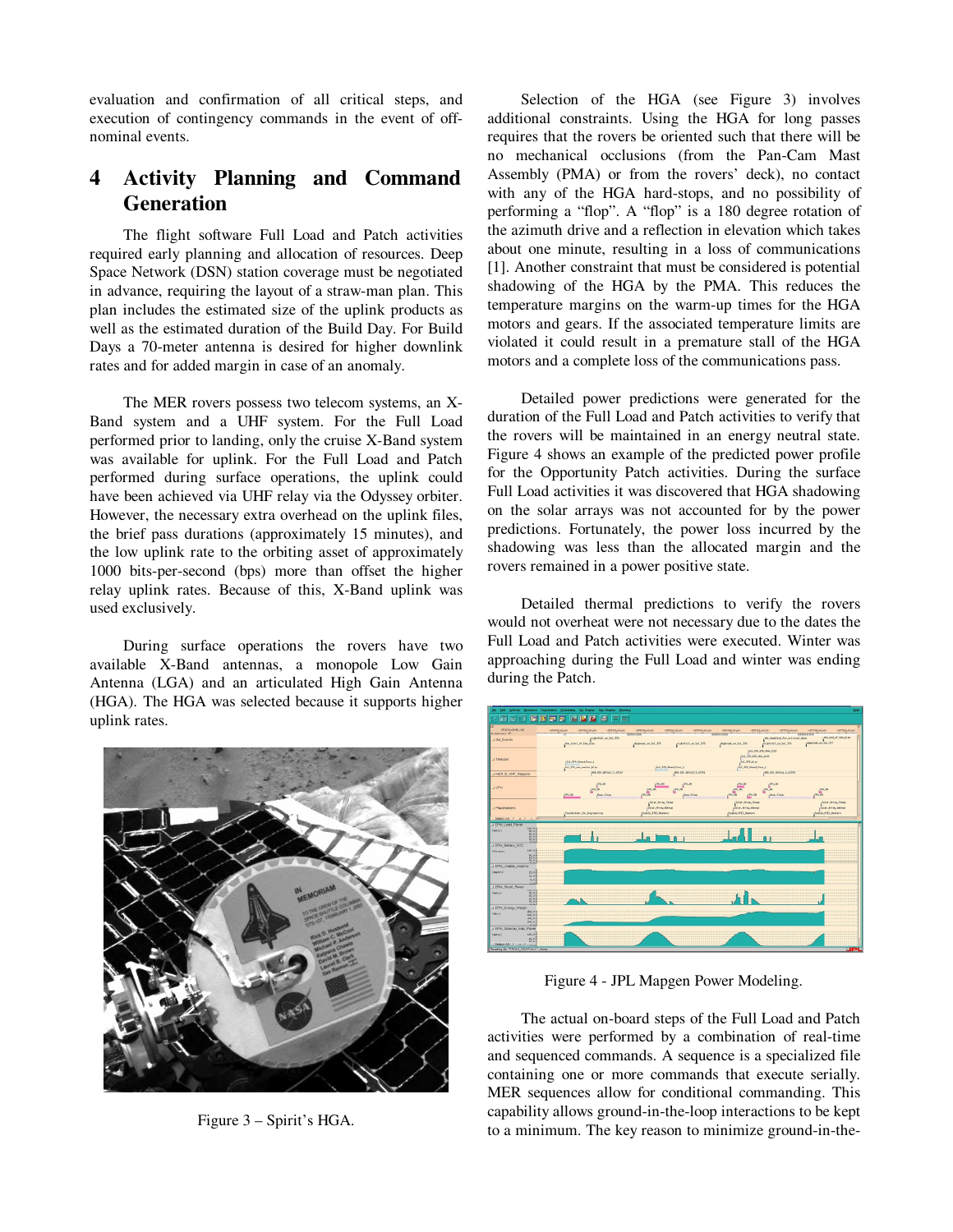evaluation and confirmation of all critical steps, and execution of contingency commands in the event of off-nominal events.

## 4 Activity Planning and Command Generation

The flight software Full Load and Patch activities required early planning and allocation of resources. Deep Space Network (DSN) station coverage must be negotiated in advance, requiring the layout of a straw-man plan. This plan includes the estimated size of the uplink products as well as the estimated duration of the Build Day. For Build Days a 70-meter antenna is desired for higher downlink rates and for added margin in case of an anomaly.

The MER rovers possess two telecom systems, an X-Band system and a UHF system. For the Full Load performed prior to landing, only the cruise X-Band system was available for uplink. For the Full Load and Patch performed during surface operations, the uplink could have been achieved via UHF relay via the Odyssey orbiter. However, the necessary extra overhead on the uplink files, the brief pass durations (approximately 15 minutes), and the low uplink rate to the orbiting asset of approximately 1000 bits-per-second (bps) more than offset the higher relay uplink rates. Because of this, X-Band uplink was used exclusively.

During surface operations the rovers have two available X-Band antennas, a monopole Low Gain Antenna (LGA) and an articulated High Gain Antenna (HGA). The HGA was selected because it supports higher uplink rates.

Figure 3 – Spirit's HGA.

Selection of the HGA (see Figure 3) involves additional constraints. Using the HGA for long passes requires that the rovers be oriented such that there will be no mechanical occlusions (from the Pan-Cam Mast Assembly (PMA) or from the rovers' deck), no contact with any of the HGA hard-stops, and no possibility of performing a "flop". A "flop" is a 180 degree rotation of the azimuth drive and a reflection in elevation which takes about one minute, resulting in a loss of communications [1]. Another constraint that must be considered is potential shadowing of the HGA by the PMA. This reduces the temperature margins on the warm-up times for the HGA motors and gears. If the associated temperature limits are violated it could result in a premature stall of the HGA motors and a complete loss of the communications pass.

Detailed power predictions were generated for the duration of the Full Load and Patch activities to verify that the rovers will be maintained in an energy neutral state. Figure 4 shows an example of the predicted power profile for the Opportunity Patch activities. During the surface Full Load activities it was discovered that HGA shadowing on the solar arrays was not accounted for by the power predictions. Fortunately, the power loss incurred by the shadowing was less than the allocated margin and the rovers remained in a power positive state.

Detailed thermal predictions to verify the rovers would not overheat were not necessary due to the dates the Full Load and Patch activities were executed. Winter was approaching during the Full Load and winter was ending during the Patch.

Figure 4 - JPL Mapgen Power Modeling.

The actual on-board steps of the Full Load and Patch activities were performed by a combination of real-time and sequenced commands. A sequence is a specialized file containing one or more commands that execute serially. MER sequences allow for conditional commanding. This capability allows ground-in-the-loop interactions to be kept to a minimum. The key reason to minimize ground-in-the-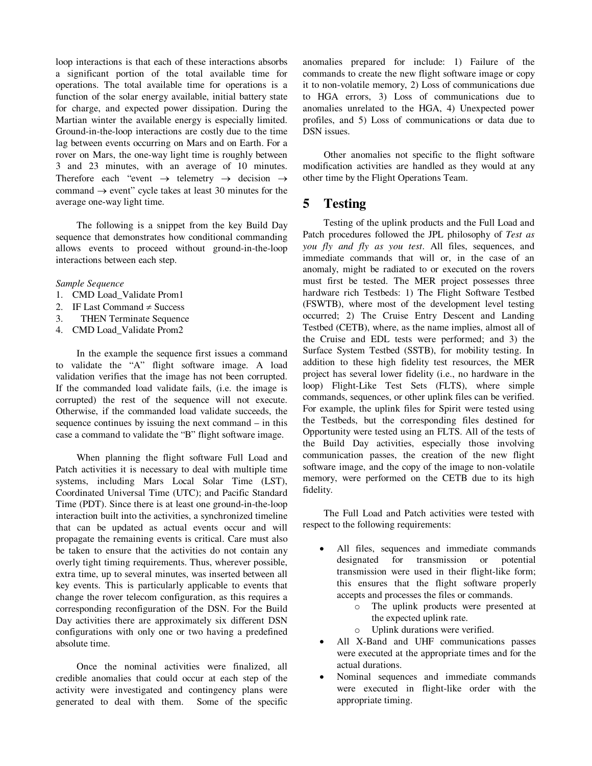loop interactions is that each of these interactions absorbs a significant portion of the total available time for operations. The total available time for operations is a function of the solar energy available, initial battery state for charge, and expected power dissipation. During the Martian winter the available energy is especially limited. Ground-in-the-loop interactions are costly due to the time lag between events occurring on Mars and on Earth. For a rover on Mars, the one-way light time is roughly between 3 and 23 minutes, with an average of 10 minutes. Therefore each "event → telemetry → decision → command → event" cycle takes at least 30 minutes for the average one-way light time.

The following is a snippet from the key Build Day sequence that demonstrates how conditional commanding allows events to proceed without ground-in-the-loop interactions between each step.

*Sample Sequence*

1. CMD Load_Validate Prom1
2. IF Last Command ≠ Success
3. THEN Terminate Sequence
4. CMD Load_Validate Prom2

In the example the sequence first issues a command to validate the "A" flight software image. A load validation verifies that the image has not been corrupted. If the commanded load validate fails, (i.e. the image is corrupted) the rest of the sequence will not execute. Otherwise, if the commanded load validate succeeds, the sequence continues by issuing the next command – in this case a command to validate the "B" flight software image.

When planning the flight software Full Load and Patch activities it is necessary to deal with multiple time systems, including Mars Local Solar Time (LST), Coordinated Universal Time (UTC); and Pacific Standard Time (PDT). Since there is at least one ground-in-the-loop interaction built into the activities, a synchronized timeline that can be updated as actual events occur and will propagate the remaining events is critical. Care must also be taken to ensure that the activities do not contain any overly tight timing requirements. Thus, wherever possible, extra time, up to several minutes, was inserted between all key events. This is particularly applicable to events that change the rover telecom configuration, as this requires a corresponding reconfiguration of the DSN. For the Build Day activities there are approximately six different DSN configurations with only one or two having a predefined absolute time.

Once the nominal activities were finalized, all credible anomalies that could occur at each step of the activity were investigated and contingency plans were generated to deal with them. Some of the specific anomalies prepared for include: 1) Failure of the commands to create the new flight software image or copy it to non-volatile memory, 2) Loss of communications due to HGA errors, 3) Loss of communications due to anomalies unrelated to the HGA, 4) Unexpected power profiles, and 5) Loss of communications or data due to DSN issues.

Other anomalies not specific to the flight software modification activities are handled as they would at any other time by the Flight Operations Team.

# 5 Testing

Testing of the uplink products and the Full Load and Patch procedures followed the JPL philosophy of *Test as you fly and fly as you test*. All files, sequences, and immediate commands that will or, in the case of an anomaly, might be radiated to or executed on the rovers must first be tested. The MER project possesses three hardware rich Testbeds: 1) The Flight Software Testbed (FSWTB), where most of the development level testing occurred; 2) The Cruise Entry Descent and Landing Testbed (CETB), where, as the name implies, almost all of the Cruise and EDL tests were performed; and 3) the Surface System Testbed (SSTB), for mobility testing. In addition to these high fidelity test resources, the MER project has several lower fidelity (i.e., no hardware in the loop) Flight-Like Test Sets (FLTS), where simple commands, sequences, or other uplink files can be verified. For example, the uplink files for Spirit were tested using the Testbeds, but the corresponding files destined for Opportunity were tested using an FLTS. All of the tests of the Build Day activities, especially those involving communication passes, the creation of the new flight software image, and the copy of the image to non-volatile memory, were performed on the CETB due to its high fidelity.

The Full Load and Patch activities were tested with respect to the following requirements:

- All files, sequences and immediate commands designated for transmission or potential transmission were used in their flight-like form; this ensures that the flight software properly accepts and processes the files or commands.
  - The uplink products were presented at the expected uplink rate.
  - Uplink durations were verified.
- All X-Band and UHF communications passes were executed at the appropriate times and for the actual durations.
- Nominal sequences and immediate commands were executed in flight-like order with the appropriate timing.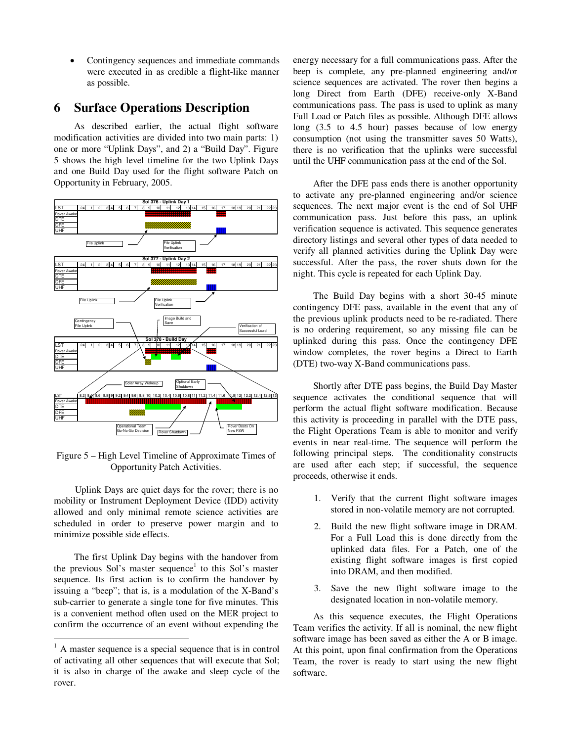- Contingency sequences and immediate commands were executed in as credible a flight-like manner as possible.

# 6 Surface Operations Description

As described earlier, the actual flight software modification activities are divided into two main parts: 1) one or more "Uplink Days", and 2) a "Build Day". Figure 5 shows the high level timeline for the two Uplink Days and one Build Day used for the flight software Patch on Opportunity in February, 2005.

Sol 376 - Uplink Day 1

LST 24 1 2 3 4 5 6 7 8 9 10 11 12 13 14 15 16 17 18 19 20 21 22 23

Rover Awake

DTE

DFE

UHF

File Uplink

File Uplink Verification

Sol 377 - Uplink Day 2

LST 24 1 2 3 4 5 6 7 8 9 10 11 12 13 14 15 16 17 18 19 20 21 22 23

Rover Awake

DTE

DFE

UHF

File Uplink

File Uplink Verification

Contingency File Uplink

Image Build and Save

Verification of Successful Load

Sol 378 - Build Day

LST 24 1 2 3 4 5 6 7 8 9 10 11 12 13 14 15 16 17 18 19 20 21 22 23

Rover Awake

DTE

DFE

UHF

Solar Array Wakeup

Optional Early Shutdown

LST 8.2 8.4 8.6 8.8 9 9.2 9.4 9.6 9.8 10 10.2 10.4 10.6 10.8 11 11.2 11.4 11.6 11.8 12 12.2 12.4 12.6 13

Rover Awake

DTE

DFE

UHF

Operational Team Go-No-Go Decision

Rover Shutdown

Rover Boots On New FSW

Figure 5 – High Level Timeline of Approximate Times of Opportunity Patch Activities.

Uplink Days are quiet days for the rover; there is no mobility or Instrument Deployment Device (IDD) activity allowed and only minimal remote science activities are scheduled in order to preserve power margin and to minimize possible side effects.

The first Uplink Day begins with the handover from the previous Sol's master sequence[1] to this Sol's master sequence. Its first action is to confirm the handover by issuing a "beep"; that is, is a modulation of the X-Band's sub-carrier to generate a single tone for five minutes. This is a convenient method often used on the MER project to confirm the occurrence of an event without expending the energy necessary for a full communications pass. After the beep is complete, any pre-planned engineering and/or science sequences are activated. The rover then begins a long Direct from Earth (DFE) receive-only X-Band communications pass. The pass is used to uplink as many Full Load or Patch files as possible. Although DFE allows long (3.5 to 4.5 hour) passes because of low energy consumption (not using the transmitter saves 50 Watts), there is no verification that the uplinks were successful until the UHF communication pass at the end of the Sol.

After the DFE pass ends there is another opportunity to activate any pre-planned engineering and/or science sequences. The next major event is the end of Sol UHF communication pass. Just before this pass, an uplink verification sequence is activated. This sequence generates directory listings and several other types of data needed to verify all planned activities during the Uplink Day were successful. After the pass, the rover shuts down for the night. This cycle is repeated for each Uplink Day.

The Build Day begins with a short 30-45 minute contingency DFE pass, available in the event that any of the previous uplink products need to be re-radiated. There is no ordering requirement, so any missing file can be uplinked during this pass. Once the contingency DFE window completes, the rover begins a Direct to Earth (DTE) two-way X-Band communications pass.

Shortly after DTE pass begins, the Build Day Master sequence activates the conditional sequence that will perform the actual flight software modification. Because this activity is proceeding in parallel with the DTE pass, the Flight Operations Team is able to monitor and verify events in near real-time. The sequence will perform the following principal steps. The conditionality constructs are used after each step; if successful, the sequence proceeds, otherwise it ends.

1. Verify that the current flight software images stored in non-volatile memory are not corrupted.
2. Build the new flight software image in DRAM. For a Full Load this is done directly from the uplinked data files. For a Patch, one of the existing flight software images is first copied into DRAM, and then modified.
3. Save the new flight software image to the designated location in non-volatile memory.

As this sequence executes, the Flight Operations Team verifies the activity. If all is nominal, the new flight software image has been saved as either the A or B image. At this point, upon final confirmation from the Operations Team, the rover is ready to start using the new flight software.

[1] A master sequence is a special sequence that is in control of activating all other sequences that will execute that Sol; it is also in charge of the awake and sleep cycle of the rover.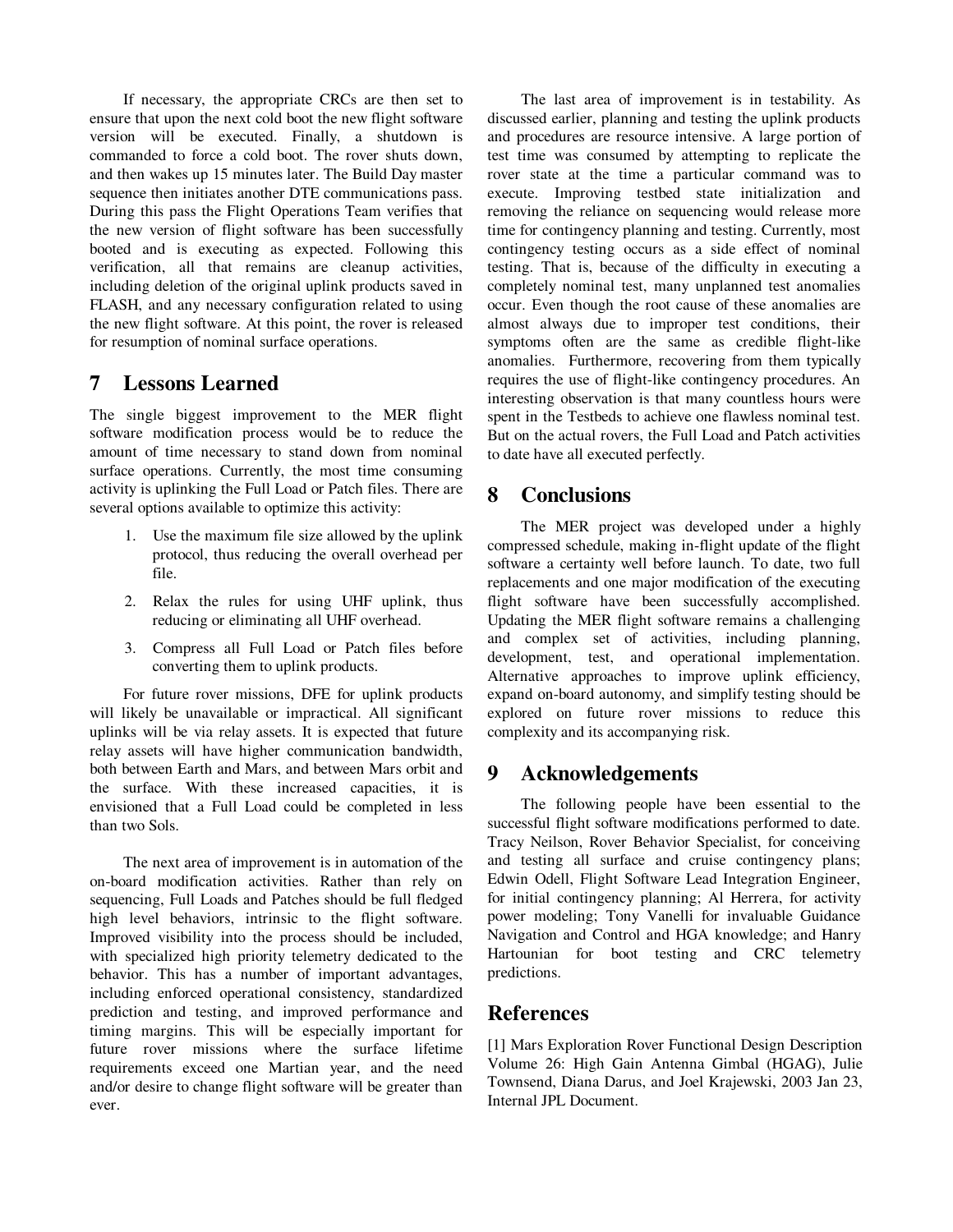If necessary, the appropriate CRCs are then set to ensure that upon the next cold boot the new flight software version will be executed. Finally, a shutdown is commanded to force a cold boot. The rover shuts down, and then wakes up 15 minutes later. The Build Day master sequence then initiates another DTE communications pass. During this pass the Flight Operations Team verifies that the new version of flight software has been successfully booted and is executing as expected. Following this verification, all that remains are cleanup activities, including deletion of the original uplink products saved in FLASH, and any necessary configuration related to using the new flight software. At this point, the rover is released for resumption of nominal surface operations.

## 7 Lessons Learned

The single biggest improvement to the MER flight software modification process would be to reduce the amount of time necessary to stand down from nominal surface operations. Currently, the most time consuming activity is uplinking the Full Load or Patch files. There are several options available to optimize this activity:

1. Use the maximum file size allowed by the uplink protocol, thus reducing the overall overhead per file.
2. Relax the rules for using UHF uplink, thus reducing or eliminating all UHF overhead.
3. Compress all Full Load or Patch files before converting them to uplink products.

For future rover missions, DFE for uplink products will likely be unavailable or impractical. All significant uplinks will be via relay assets. It is expected that future relay assets will have higher communication bandwidth, both between Earth and Mars, and between Mars orbit and the surface. With these increased capacities, it is envisioned that a Full Load could be completed in less than two Sols.

The next area of improvement is in automation of the on-board modification activities. Rather than rely on sequencing, Full Loads and Patches should be full fledged high level behaviors, intrinsic to the flight software. Improved visibility into the process should be included, with specialized high priority telemetry dedicated to the behavior. This has a number of important advantages, including enforced operational consistency, standardized prediction and testing, and improved performance and timing margins. This will be especially important for future rover missions where the surface lifetime requirements exceed one Martian year, and the need and/or desire to change flight software will be greater than ever.

The last area of improvement is in testability. As discussed earlier, planning and testing the uplink products and procedures are resource intensive. A large portion of test time was consumed by attempting to replicate the rover state at the time a particular command was to execute. Improving testbed state initialization and removing the reliance on sequencing would release more time for contingency planning and testing. Currently, most contingency testing occurs as a side effect of nominal testing. That is, because of the difficulty in executing a completely nominal test, many unplanned test anomalies occur. Even though the root cause of these anomalies are almost always due to improper test conditions, their symptoms often are the same as credible flight-like anomalies. Furthermore, recovering from them typically requires the use of flight-like contingency procedures. An interesting observation is that many countless hours were spent in the Testbeds to achieve one flawless nominal test. But on the actual rovers, the Full Load and Patch activities to date have all executed perfectly.

## 8 Conclusions

The MER project was developed under a highly compressed schedule, making in-flight update of the flight software a certainty well before launch. To date, two full replacements and one major modification of the executing flight software have been successfully accomplished. Updating the MER flight software remains a challenging and complex set of activities, including planning, development, test, and operational implementation. Alternative approaches to improve uplink efficiency, expand on-board autonomy, and simplify testing should be explored on future rover missions to reduce this complexity and its accompanying risk.

## 9 Acknowledgements

The following people have been essential to the successful flight software modifications performed to date. Tracy Neilson, Rover Behavior Specialist, for conceiving and testing all surface and cruise contingency plans; Edwin Odell, Flight Software Lead Integration Engineer, for initial contingency planning; Al Herrera, for activity power modeling; Tony Vanelli for invaluable Guidance Navigation and Control and HGA knowledge; and Hanry Hartounian for boot testing and CRC telemetry predictions.

## References

[1] Mars Exploration Rover Functional Design Description Volume 26: High Gain Antenna Gimbal (HGAG), Julie Townsend, Diana Darus, and Joel Krajewski, 2003 Jan 23, Internal JPL Document.